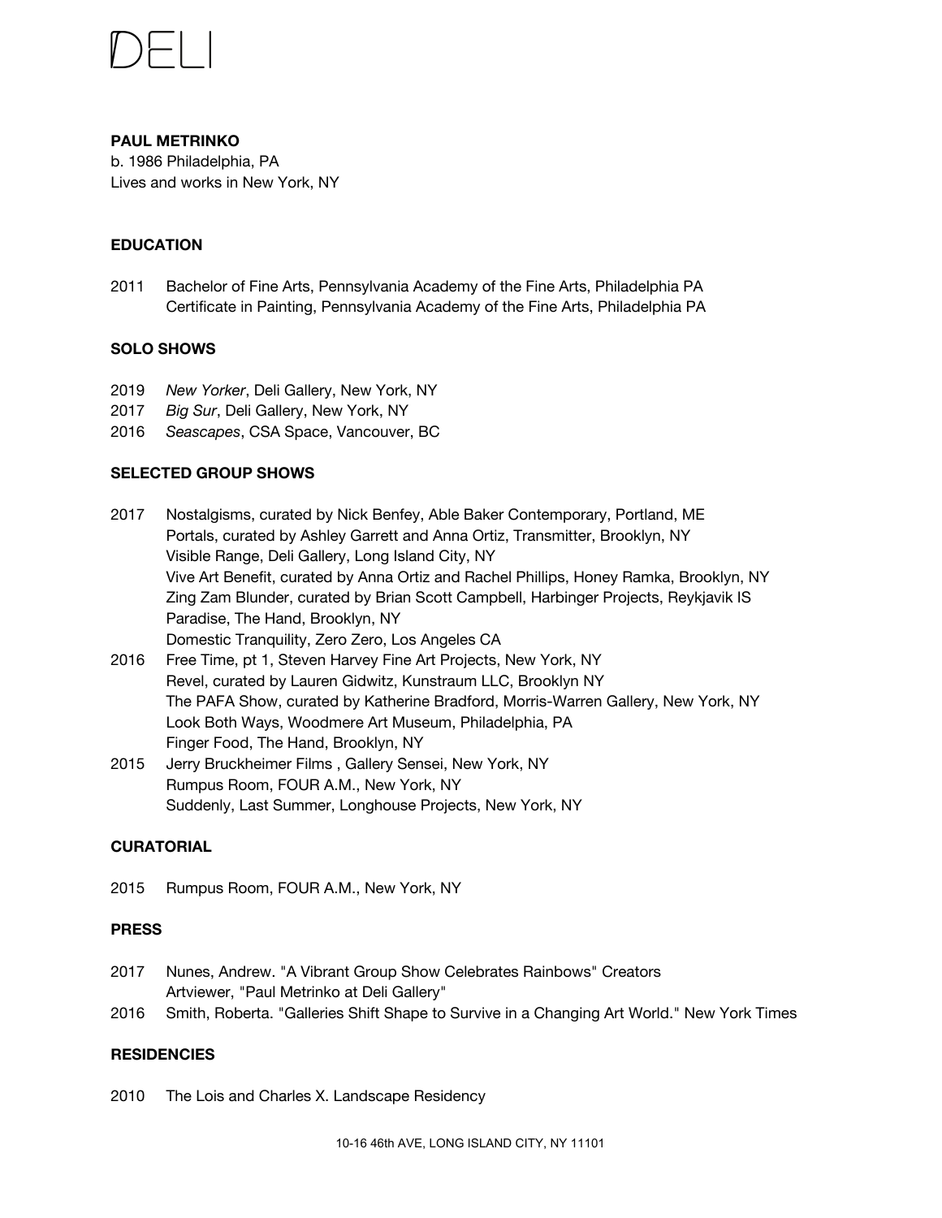# DELI

**PAUL METRINKO**
b. 1986 Philadelphia, PA
Lives and works in New York, NY

## EDUCATION

2011 Bachelor of Fine Arts, Pennsylvania Academy of the Fine Arts, Philadelphia PA
Certificate in Painting, Pennsylvania Academy of the Fine Arts, Philadelphia PA

## SOLO SHOWS

2019 *New Yorker*, Deli Gallery, New York, NY
2017 *Big Sur*, Deli Gallery, New York, NY
2016 *Seascapes*, CSA Space, Vancouver, BC

## SELECTED GROUP SHOWS

2017 Nostalgisms, curated by Nick Benfey, Able Baker Contemporary, Portland, ME
Portals, curated by Ashley Garrett and Anna Ortiz, Transmitter, Brooklyn, NY
Visible Range, Deli Gallery, Long Island City, NY
Vive Art Benefit, curated by Anna Ortiz and Rachel Phillips, Honey Ramka, Brooklyn, NY
Zing Zam Blunder, curated by Brian Scott Campbell, Harbinger Projects, Reykjavik IS
Paradise, The Hand, Brooklyn, NY
Domestic Tranquility, Zero Zero, Los Angeles CA

2016 Free Time, pt 1, Steven Harvey Fine Art Projects, New York, NY
Revel, curated by Lauren Gidwitz, Kunstraum LLC, Brooklyn NY
The PAFA Show, curated by Katherine Bradford, Morris-Warren Gallery, New York, NY
Look Both Ways, Woodmere Art Museum, Philadelphia, PA
Finger Food, The Hand, Brooklyn, NY

2015 Jerry Bruckheimer Films , Gallery Sensei, New York, NY
Rumpus Room, FOUR A.M., New York, NY
Suddenly, Last Summer, Longhouse Projects, New York, NY

## CURATORIAL

2015 Rumpus Room, FOUR A.M., New York, NY

## PRESS

2017 Nunes, Andrew. "A Vibrant Group Show Celebrates Rainbows" Creators
Artviewer, "Paul Metrinko at Deli Gallery"

2016 Smith, Roberta. "Galleries Shift Shape to Survive in a Changing Art World." New York Times

## RESIDENCIES

2010 The Lois and Charles X. Landscape Residency

10-16 46th AVE, LONG ISLAND CITY, NY 11101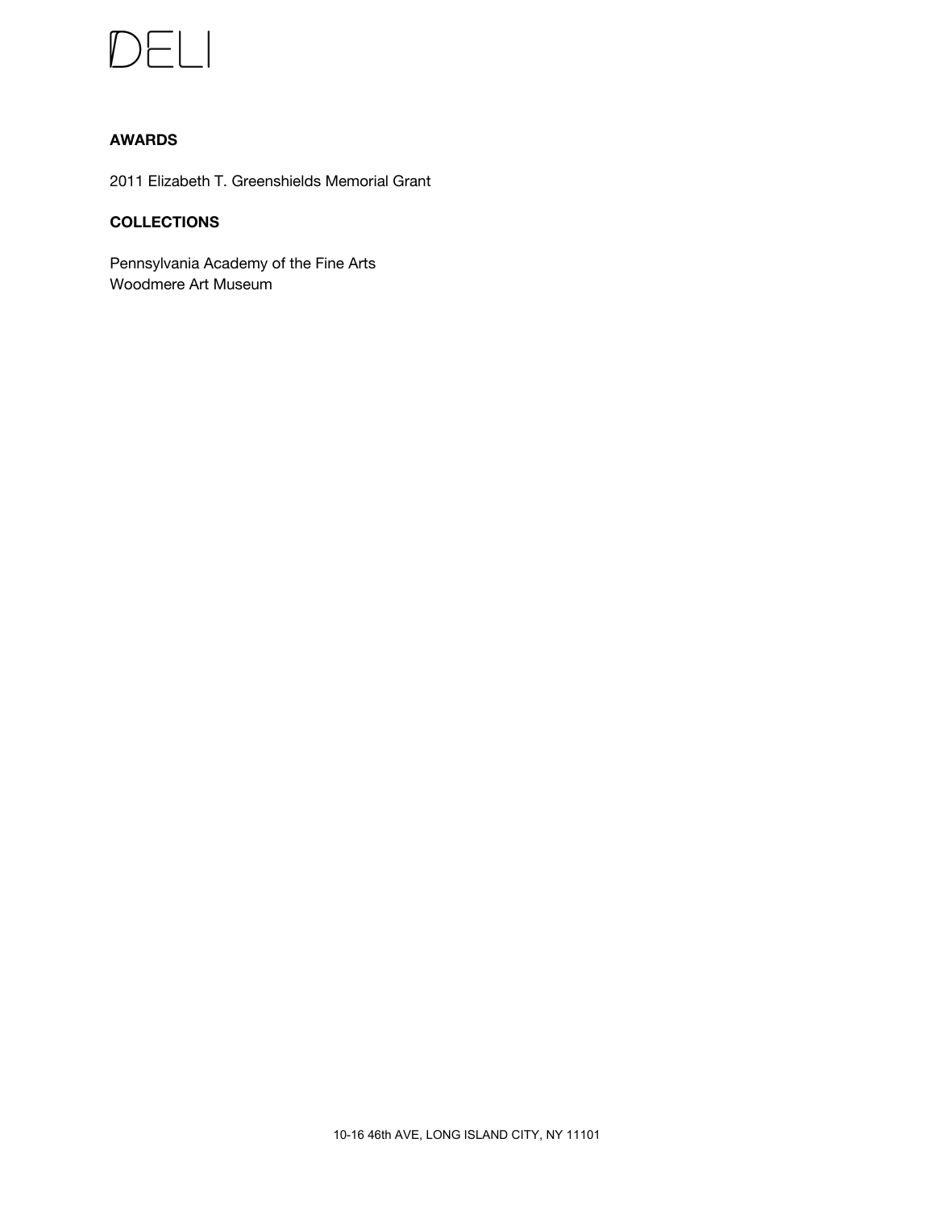## AWARDS

2011 Elizabeth T. Greenshields Memorial Grant

## COLLECTIONS

Pennsylvania Academy of the Fine Arts
Woodmere Art Museum